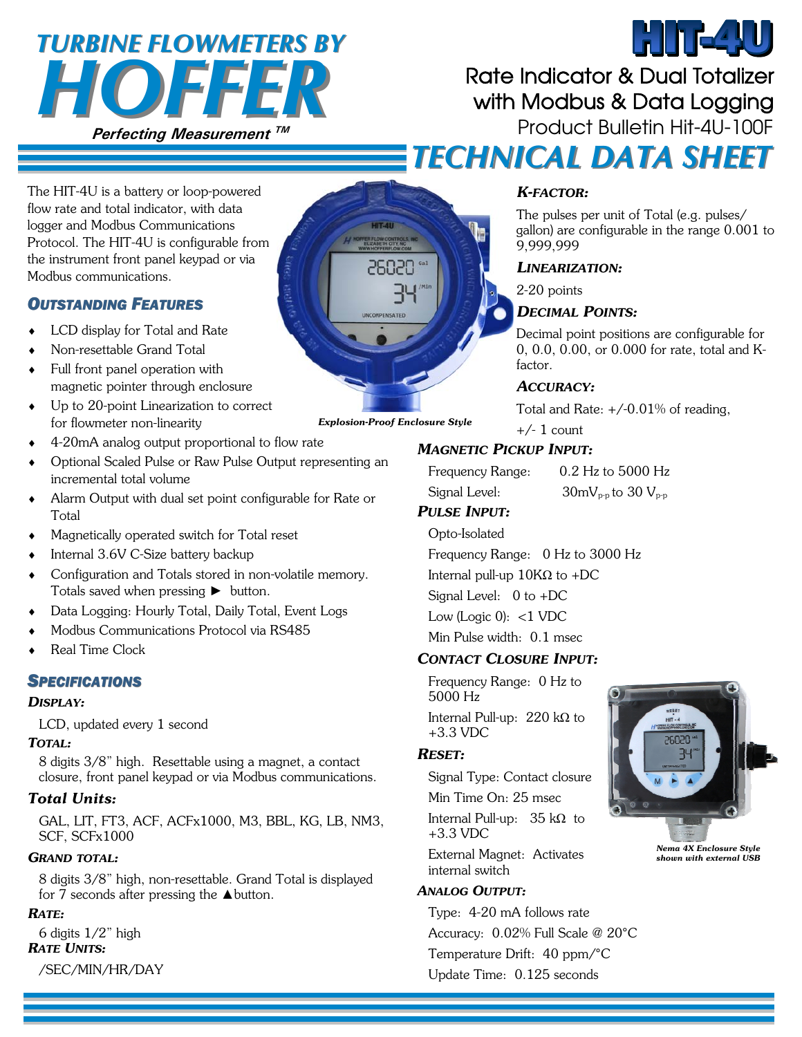# TURBINE FLOWMETERS BY HOFFER

*Perfecting Measurement ™*

# HIT-4U

## Rate Indicator & Dual Totalizer with Modbus & Data Logging

Product Bulletin Hit-4U-100F

# TECHNICAL DATA SHEET

The HIT-4U is a battery or loop-powered flow rate and total indicator, with data logger and Modbus Communications Protocol. The HIT-4U is configurable from the instrument front panel keypad or via Modbus communications.

*Explosion-Proof Enclosure Style*

## OUTSTANDING FEATURES

- LCD display for Total and Rate
- Non-resettable Grand Total
- Full front panel operation with magnetic pointer through enclosure
- Up to 20-point Linearization to correct for flowmeter non-linearity
- 4-20mA analog output proportional to flow rate
- Optional Scaled Pulse or Raw Pulse Output representing an incremental total volume
- Alarm Output with dual set point configurable for Rate or Total
- Magnetically operated switch for Total reset
- Internal 3.6V C-Size battery backup
- Configuration and Totals stored in non-volatile memory. Totals saved when pressing ► button.
- Data Logging: Hourly Total, Daily Total, Event Logs
- Modbus Communications Protocol via RS485
- Real Time Clock

## SPECIFICATIONS

### DISPLAY:

LCD, updated every 1 second

### TOTAL:

8 digits 3/8" high. Resettable using a magnet, a contact closure, front panel keypad or via Modbus communications.

### Total Units:

GAL, LIT, FT3, ACF, ACFx1000, M3, BBL, KG, LB, NM3, SCF, SCFx1000

### GRAND TOTAL:

8 digits 3/8" high, non-resettable. Grand Total is displayed for 7 seconds after pressing the ▲button.

### RATE:

6 digits 1/2" high

### RATE UNITS:

/SEC/MIN/HR/DAY

### K-FACTOR:

The pulses per unit of Total (e.g. pulses/gallon) are configurable in the range 0.001 to 9,999,999

### LINEARIZATION:

2-20 points

### DECIMAL POINTS:

Decimal point positions are configurable for 0, 0.0, 0.00, or 0.000 for rate, total and K-factor.

### ACCURACY:

Total and Rate: +/-0.01% of reading, +/- 1 count

### MAGNETIC PICKUP INPUT:

Frequency Range: 0.2 Hz to 5000 Hz

Signal Level: $30mV_{p-p}$ to $30\ V_{p-p}$

### PULSE INPUT:

Opto-Isolated

Frequency Range: 0 Hz to 3000 Hz

Internal pull-up 10KΩ to +DC

Signal Level: 0 to +DC

Low (Logic 0): <1 VDC

Min Pulse width: 0.1 msec

### CONTACT CLOSURE INPUT:

Frequency Range: 0 Hz to 5000 Hz

Internal Pull-up: 220 kΩ to +3.3 VDC

### RESET:

Signal Type: Contact closure

Min Time On: 25 msec

Internal Pull-up: 35 kΩ to +3.3 VDC

External Magnet: Activates internal switch

*Nema 4X Enclosure Style shown with external USB*

### ANALOG OUTPUT:

Type: 4-20 mA follows rate

Accuracy: 0.02% Full Scale @ 20°C

Temperature Drift: 40 ppm/°C

Update Time: 0.125 seconds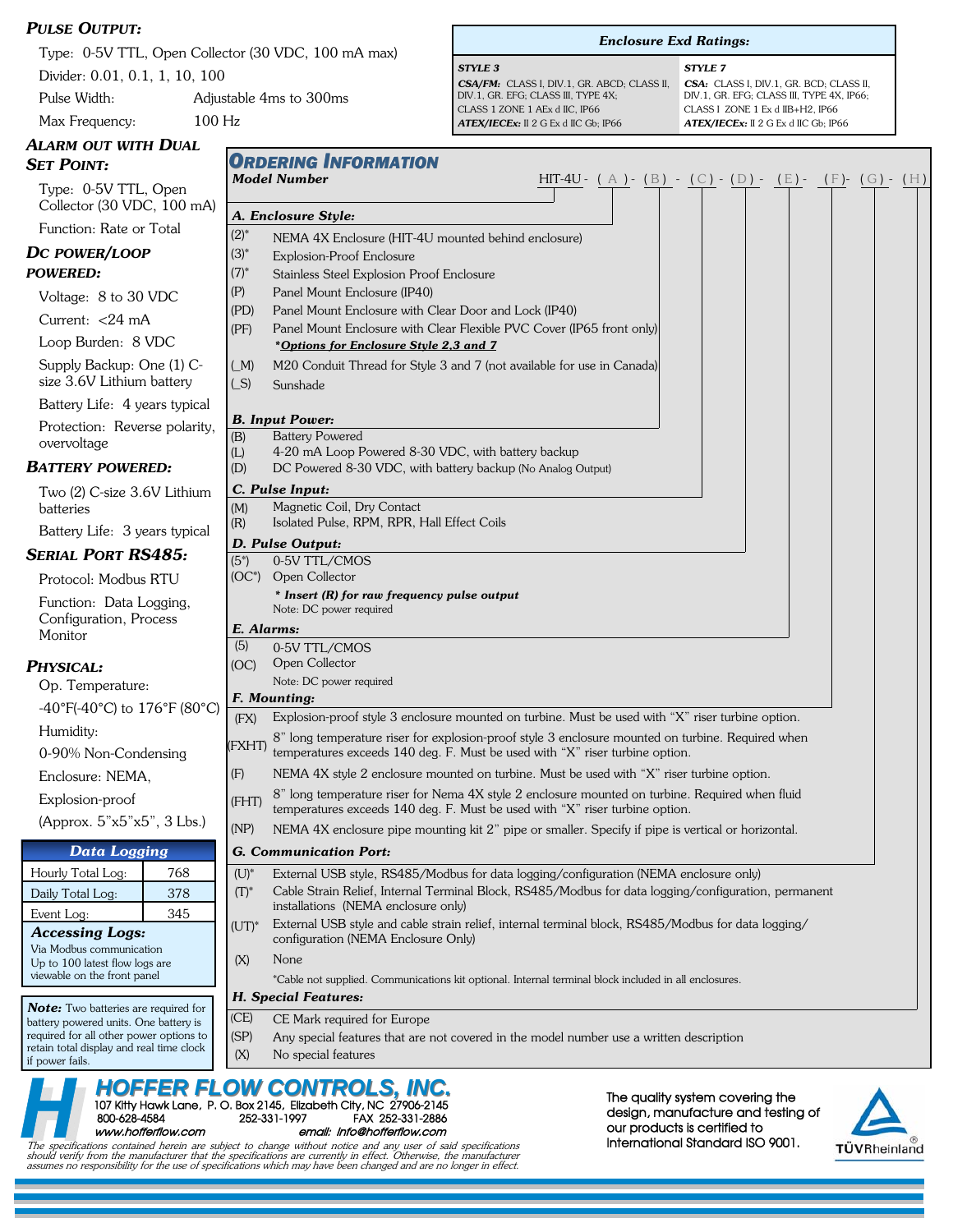## *Pulse Output:*

Type: 0-5V TTL, Open Collector (30 VDC, 100 mA max)

Divider: 0.01, 0.1, 1, 10, 100

Pulse Width: Adjustable 4ms to 300ms

Max Frequency: 100 Hz

## *Alarm out with Dual Set Point:*

Type: 0-5V TTL, Open Collector (30 VDC, 100 mA)

Function: Rate or Total

## *DC Power/Loop Powered:*

Voltage: 8 to 30 VDC

Current: <24 mA

Loop Burden: 8 VDC

Supply Backup: One (1) C-size 3.6V Lithium battery

Battery Life: 4 years typical

Protection: Reverse polarity, overvoltage

## *Battery Powered:*

Two (2) C-size 3.6V Lithium batteries

Battery Life: 3 years typical

## *Serial Port RS485:*

Protocol: Modbus RTU

Function: Data Logging, Configuration, Process Monitor

## *Physical:*

Op. Temperature:

-40°F(-40°C) to 176°F (80°C)

Humidity:

0-90% Non-Condensing

Enclosure: NEMA, Explosion-proof

(Approx. 5"x5"x5", 3 Lbs.)

| Data Logging | |
|---|---|
| Hourly Total Log: | 768 |
| Daily Total Log: | 378 |
| Event Log: | 345 |

**Accessing Logs:**

Via Modbus communication

Up to 100 latest flow logs are viewable on the front panel

**Note:** Two batteries are required for battery powered units. One battery is required for all other power options to retain total display and real time clock if power fails.

## *Enclosure Exd Ratings:*

| STYLE 3 | STYLE 7 |
|---|---|
| ***CSA/FM:*** CLASS I, DIV.1, GR. ABCD; CLASS II, DIV.1, GR. EFG; CLASS III, TYPE 4X; CLASS 1 ZONE 1 AEx d IIC, IP66 | ***CSA:*** CLASS I, DIV.1, GR. BCD; CLASS II, DIV.1, GR. EFG; CLASS III, TYPE 4X, IP66; CLASS I ZONE 1 Ex d IIB+H2, IP66 |
| ***ATEX/IECEx:*** II 2 G Ex d IIC Gb; IP66 | ***ATEX/IECEx:*** II 2 G Ex d IIC Gb; IP66 |

## *Ordering Information*

***Model Number*** HIT-4U - (A) - (B) - (C) - (D) - (E) - (F) - (G) - (H)

### *A. Enclosure Style:*

| | |
|---|---|
| (2)* | NEMA 4X Enclosure (HIT-4U mounted behind enclosure) |
| (3)* | Explosion-Proof Enclosure |
| (7)* | Stainless Steel Explosion Proof Enclosure |
| (P) | Panel Mount Enclosure (IP40) |
| (PD) | Panel Mount Enclosure with Clear Door and Lock (IP40) |
| (PF) | Panel Mount Enclosure with Clear Flexible PVC Cover (IP65 front only) |
| | ***Options for Enclosure Style 2,3 and 7*** |
| (_M) | M20 Conduit Thread for Style 3 and 7 (not available for use in Canada) |
| (_S) | Sunshade |

### *B. Input Power:*

| | |
|---|---|
| (B) | Battery Powered |
| (L) | 4-20 mA Loop Powered 8-30 VDC, with battery backup |
| (D) | DC Powered 8-30 VDC, with battery backup (No Analog Output) |

### *C. Pulse Input:*

| | |
|---|---|
| (M) | Magnetic Coil, Dry Contact |
| (R) | Isolated Pulse, RPM, RPR, Hall Effect Coils |

### *D. Pulse Output:*

| | |
|---|---|
| (5*) | 0-5V TTL/CMOS |
| (OC*) | Open Collector |
| | ***\* Insert (R) for raw frequency pulse output*** |
| | Note: DC power required |

### *E. Alarms:*

| | |
|---|---|
| (5) | 0-5V TTL/CMOS |
| (OC) | Open Collector |
| | Note: DC power required |

### *F. Mounting:*

| | |
|---|---|
| (FX) | Explosion-proof style 3 enclosure mounted on turbine. Must be used with "X" riser turbine option. |
| (FXHT) | 8" long temperature riser for explosion-proof style 3 enclosure mounted on turbine. Required when temperatures exceeds 140 deg. F. Must be used with "X" riser turbine option. |
| (F) | NEMA 4X style 2 enclosure mounted on turbine. Must be used with "X" riser turbine option. |
| (FHT) | 8" long temperature riser for Nema 4X style 2 enclosure mounted on turbine. Required when fluid temperatures exceeds 140 deg. F. Must be used with "X" riser turbine option. |
| (NP) | NEMA 4X enclosure pipe mounting kit 2" pipe or smaller. Specify if pipe is vertical or horizontal. |

### *G. Communication Port:*

| | |
|---|---|
| (U)* | External USB style, RS485/Modbus for data logging/configuration (NEMA enclosure only) |
| (T)* | Cable Strain Relief, Internal Terminal Block, RS485/Modbus for data logging/configuration, permanent installations (NEMA enclosure only) |
| (UT)* | External USB style and cable strain relief, internal terminal block, RS485/Modbus for data logging/configuration (NEMA Enclosure Only) |
| (X) | None |
| | *Cable not supplied. Communications kit optional. Internal terminal block included in all enclosures. |

### *H. Special Features:*

| | |
|---|---|
| (CE) | CE Mark required for Europe |
| (SP) | Any special features that are not covered in the model number use a written description |
| (X) | No special features |

**HOFFER FLOW CONTROLS, INC.**

107 Kitty Hawk Lane, P. O. Box 2145, Elizabeth City, NC 27906-2145

800-628-4584 252-331-1997 FAX 252-331-2886

*www.hofferflow.com* *email: info@hofferflow.com*

*The specifications contained herein are subject to change without notice and any user of said specifications should verify from the manufacturer that the specifications are currently in effect. Otherwise, the manufacturer assumes no responsibility for the use of specifications which may have been changed and are no longer in effect.*

The quality system covering the design, manufacture and testing of our products is certified to International Standard ISO 9001.

TÜVRheinland®